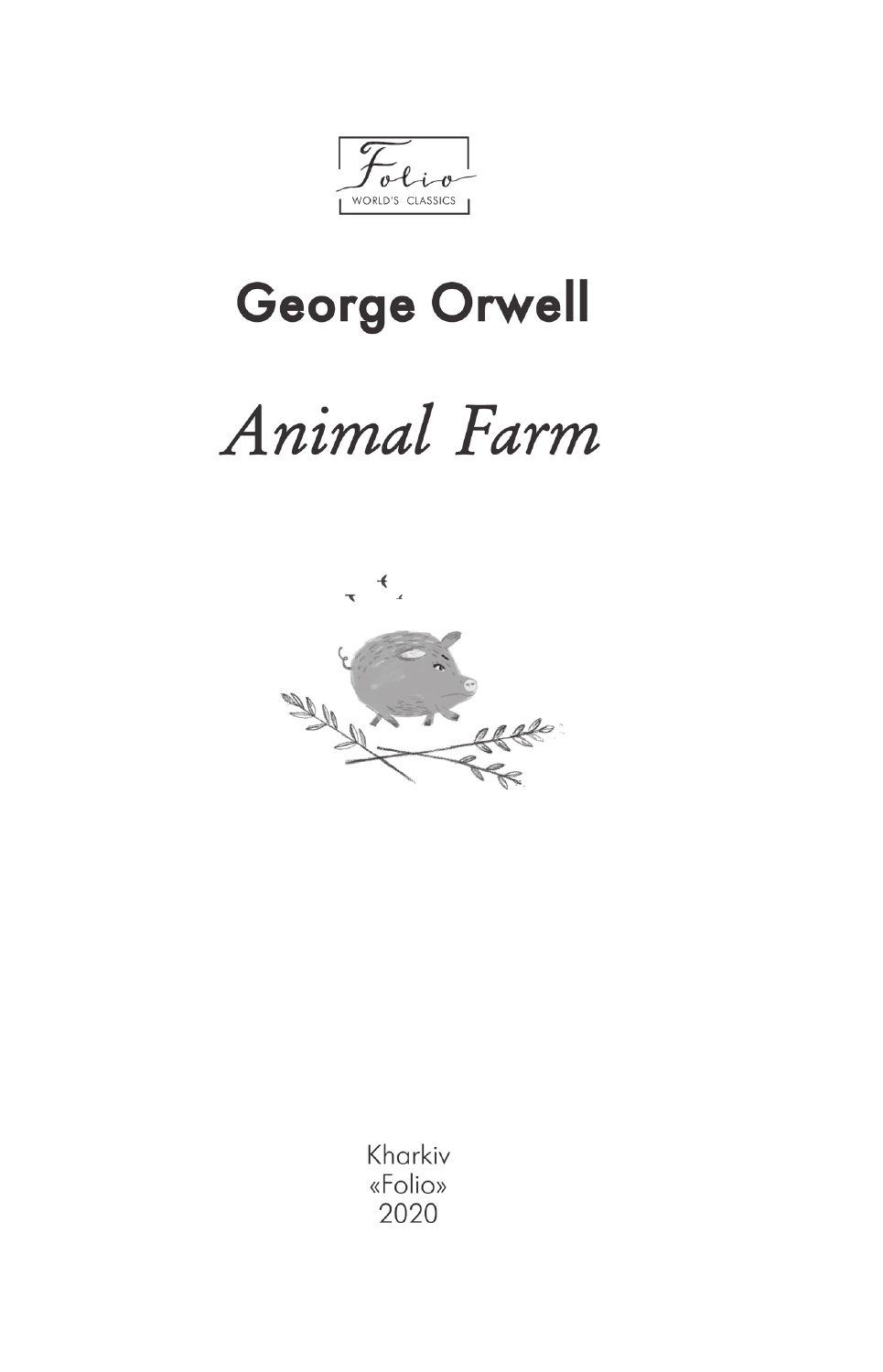Folio

WORLD'S CLASSICS

# George Orwell

## *Animal Farm*

Kharkiv
«Folio»
2020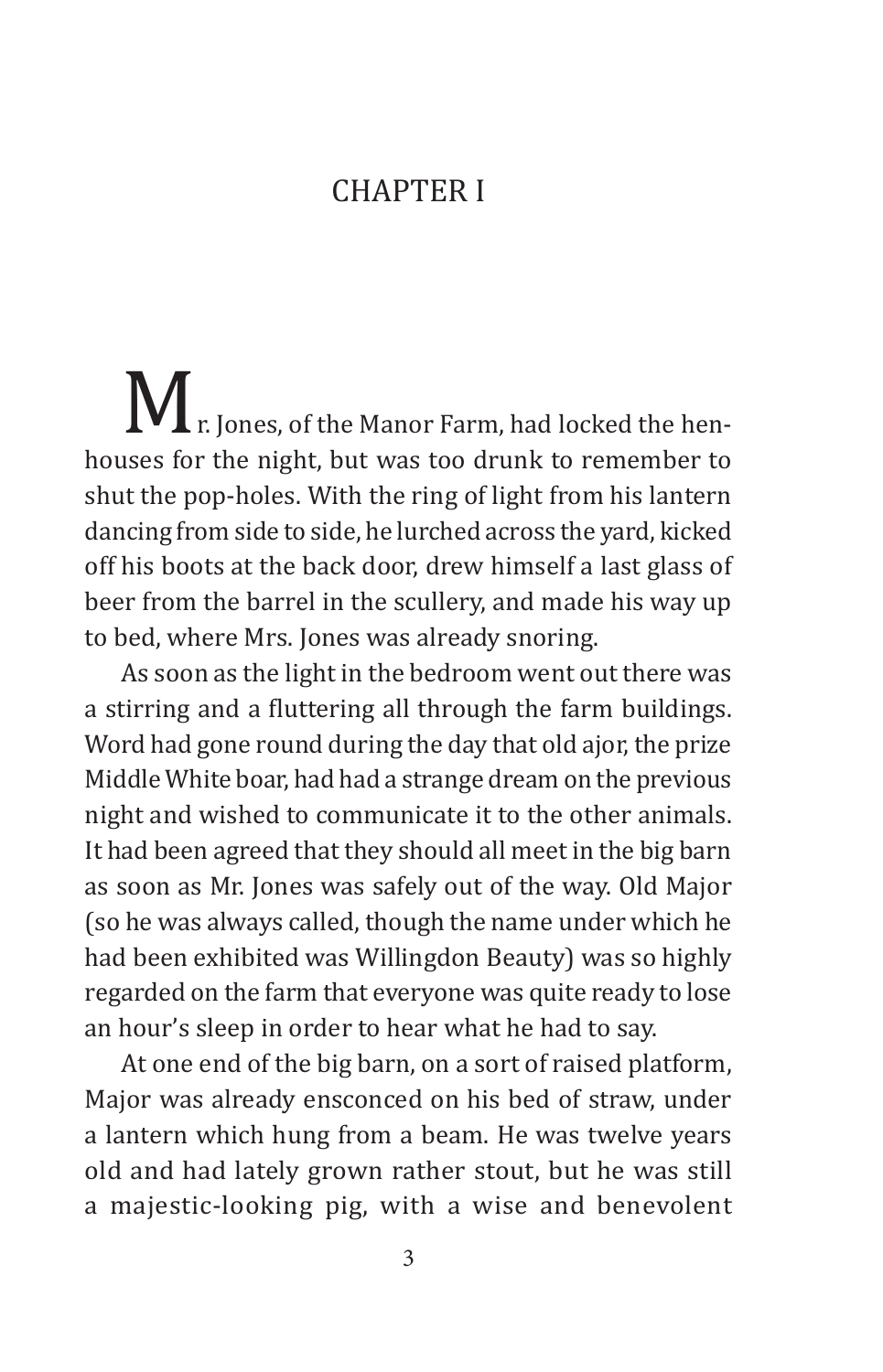# CHAPTER I

Mr. Jones, of the Manor Farm, had locked the hen-houses for the night, but was too drunk to remember to shut the pop-holes. With the ring of light from his lantern dancing from side to side, he lurched across the yard, kicked off his boots at the back door, drew himself a last glass of beer from the barrel in the scullery, and made his way up to bed, where Mrs. Jones was already snoring.

As soon as the light in the bedroom went out there was a stirring and a fluttering all through the farm buildings. Word had gone round during the day that old ajor, the prize Middle White boar, had had a strange dream on the previous night and wished to communicate it to the other animals. It had been agreed that they should all meet in the big barn as soon as Mr. Jones was safely out of the way. Old Major (so he was always called, though the name under which he had been exhibited was Willingdon Beauty) was so highly regarded on the farm that everyone was quite ready to lose an hour's sleep in order to hear what he had to say.

At one end of the big barn, on a sort of raised platform, Major was already ensconced on his bed of straw, under a lantern which hung from a beam. He was twelve years old and had lately grown rather stout, but he was still a majestic-looking pig, with a wise and benevolent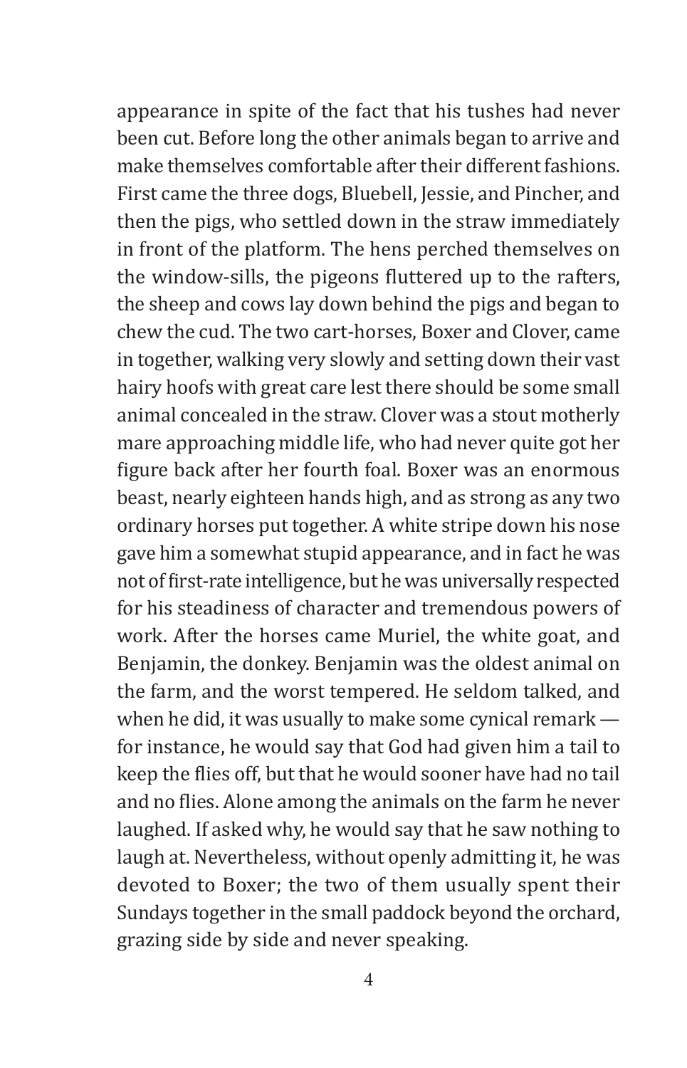appearance in spite of the fact that his tushes had never been cut. Before long the other animals began to arrive and make themselves comfortable after their different fashions. First came the three dogs, Bluebell, Jessie, and Pincher, and then the pigs, who settled down in the straw immediately in front of the platform. The hens perched themselves on the window-sills, the pigeons fluttered up to the rafters, the sheep and cows lay down behind the pigs and began to chew the cud. The two cart-horses, Boxer and Clover, came in together, walking very slowly and setting down their vast hairy hoofs with great care lest there should be some small animal concealed in the straw. Clover was a stout motherly mare approaching middle life, who had never quite got her figure back after her fourth foal. Boxer was an enormous beast, nearly eighteen hands high, and as strong as any two ordinary horses put together. A white stripe down his nose gave him a somewhat stupid appearance, and in fact he was not of first-rate intelligence, but he was universally respected for his steadiness of character and tremendous powers of work. After the horses came Muriel, the white goat, and Benjamin, the donkey. Benjamin was the oldest animal on the farm, and the worst tempered. He seldom talked, and when he did, it was usually to make some cynical remark — for instance, he would say that God had given him a tail to keep the flies off, but that he would sooner have had no tail and no flies. Alone among the animals on the farm he never laughed. If asked why, he would say that he saw nothing to laugh at. Nevertheless, without openly admitting it, he was devoted to Boxer; the two of them usually spent their Sundays together in the small paddock beyond the orchard, grazing side by side and never speaking.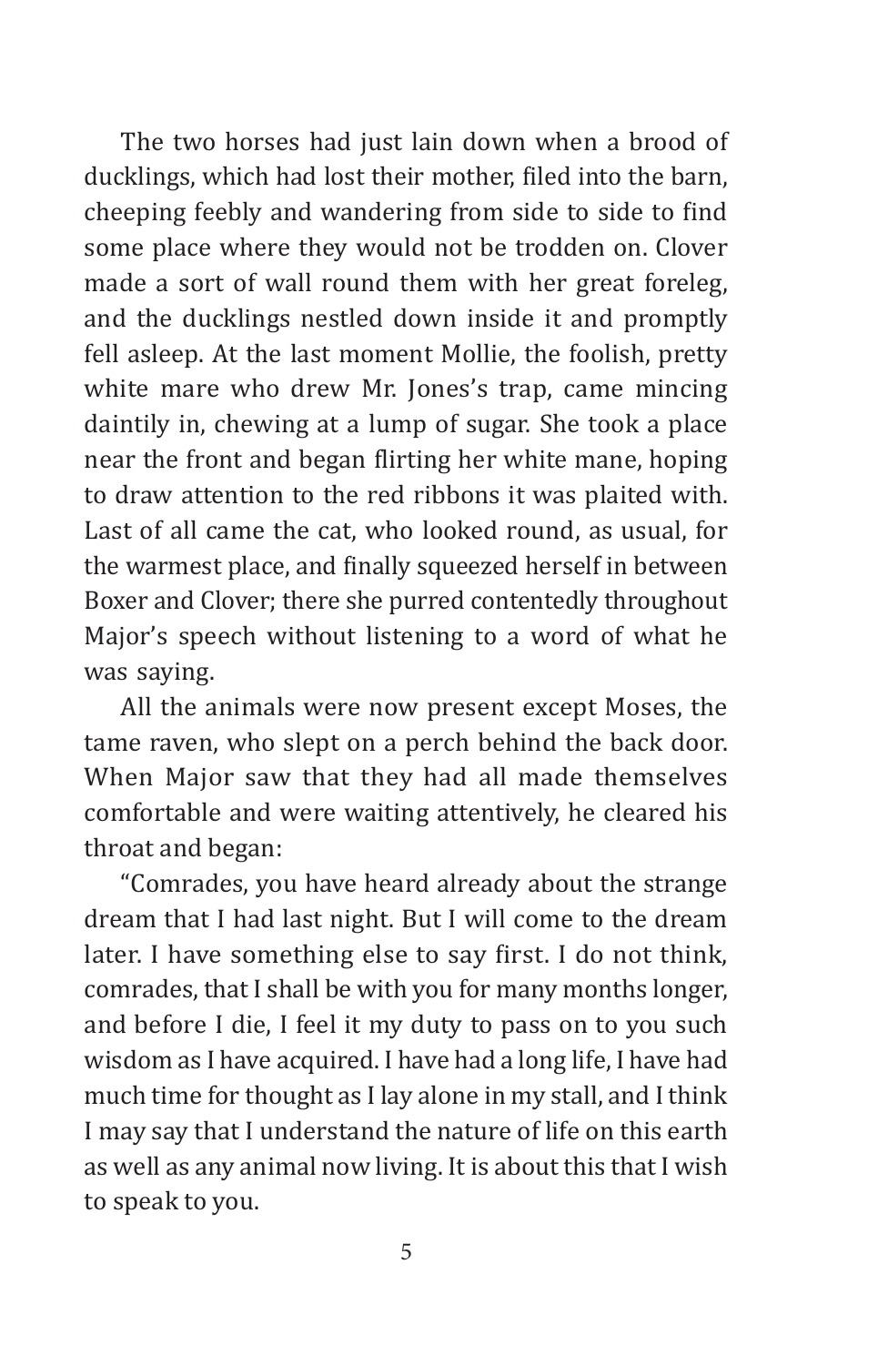The two horses had just lain down when a brood of ducklings, which had lost their mother, filed into the barn, cheeping feebly and wandering from side to side to find some place where they would not be trodden on. Clover made a sort of wall round them with her great foreleg, and the ducklings nestled down inside it and promptly fell asleep. At the last moment Mollie, the foolish, pretty white mare who drew Mr. Jones's trap, came mincing daintily in, chewing at a lump of sugar. She took a place near the front and began flirting her white mane, hoping to draw attention to the red ribbons it was plaited with. Last of all came the cat, who looked round, as usual, for the warmest place, and finally squeezed herself in between Boxer and Clover; there she purred contentedly throughout Major's speech without listening to a word of what he was saying.

All the animals were now present except Moses, the tame raven, who slept on a perch behind the back door. When Major saw that they had all made themselves comfortable and were waiting attentively, he cleared his throat and began:

"Comrades, you have heard already about the strange dream that I had last night. But I will come to the dream later. I have something else to say first. I do not think, comrades, that I shall be with you for many months longer, and before I die, I feel it my duty to pass on to you such wisdom as I have acquired. I have had a long life, I have had much time for thought as I lay alone in my stall, and I think I may say that I understand the nature of life on this earth as well as any animal now living. It is about this that I wish to speak to you.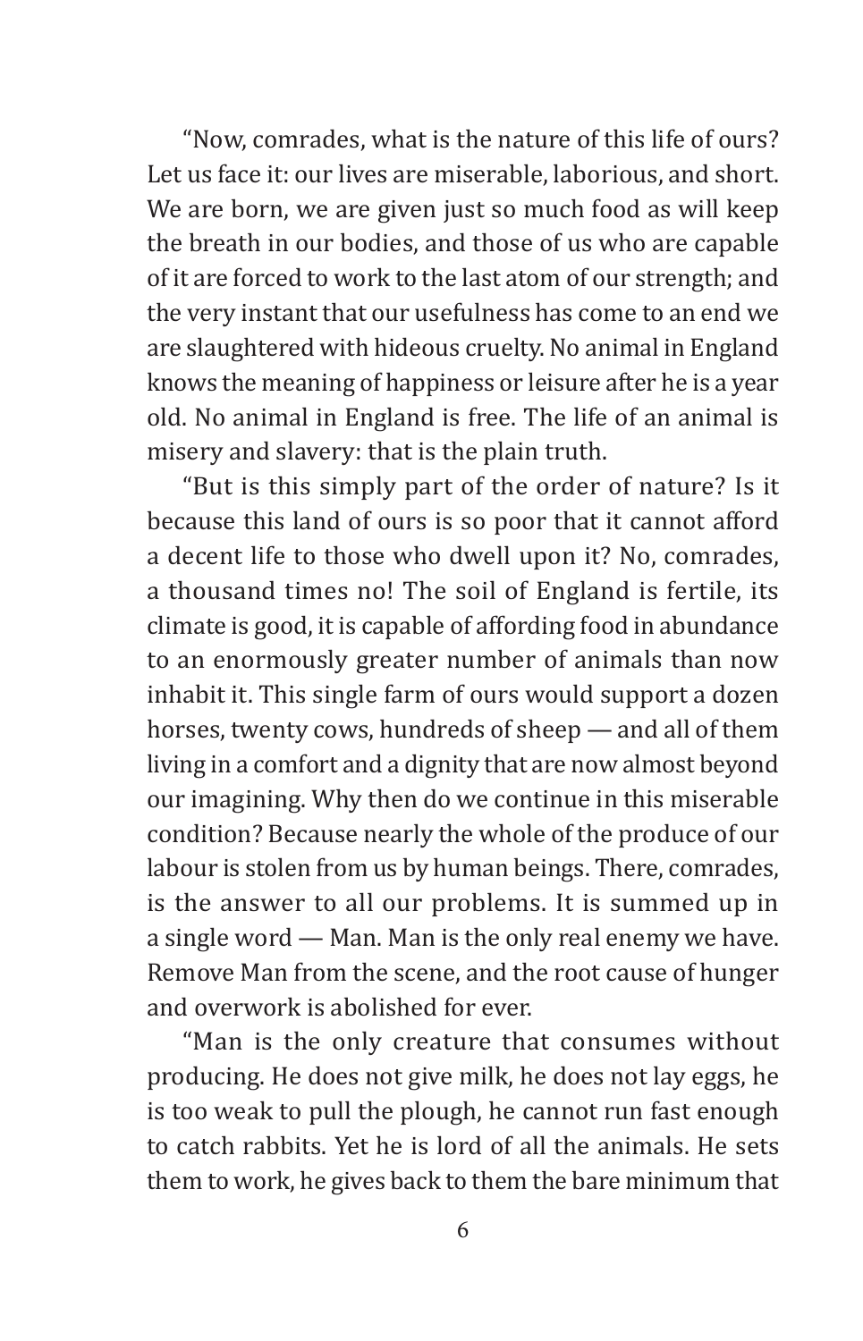"Now, comrades, what is the nature of this life of ours? Let us face it: our lives are miserable, laborious, and short. We are born, we are given just so much food as will keep the breath in our bodies, and those of us who are capable of it are forced to work to the last atom of our strength; and the very instant that our usefulness has come to an end we are slaughtered with hideous cruelty. No animal in England knows the meaning of happiness or leisure after he is a year old. No animal in England is free. The life of an animal is misery and slavery: that is the plain truth.

"But is this simply part of the order of nature? Is it because this land of ours is so poor that it cannot afford a decent life to those who dwell upon it? No, comrades, a thousand times no! The soil of England is fertile, its climate is good, it is capable of affording food in abundance to an enormously greater number of animals than now inhabit it. This single farm of ours would support a dozen horses, twenty cows, hundreds of sheep — and all of them living in a comfort and a dignity that are now almost beyond our imagining. Why then do we continue in this miserable condition? Because nearly the whole of the produce of our labour is stolen from us by human beings. There, comrades, is the answer to all our problems. It is summed up in a single word — Man. Man is the only real enemy we have. Remove Man from the scene, and the root cause of hunger and overwork is abolished for ever.

"Man is the only creature that consumes without producing. He does not give milk, he does not lay eggs, he is too weak to pull the plough, he cannot run fast enough to catch rabbits. Yet he is lord of all the animals. He sets them to work, he gives back to them the bare minimum that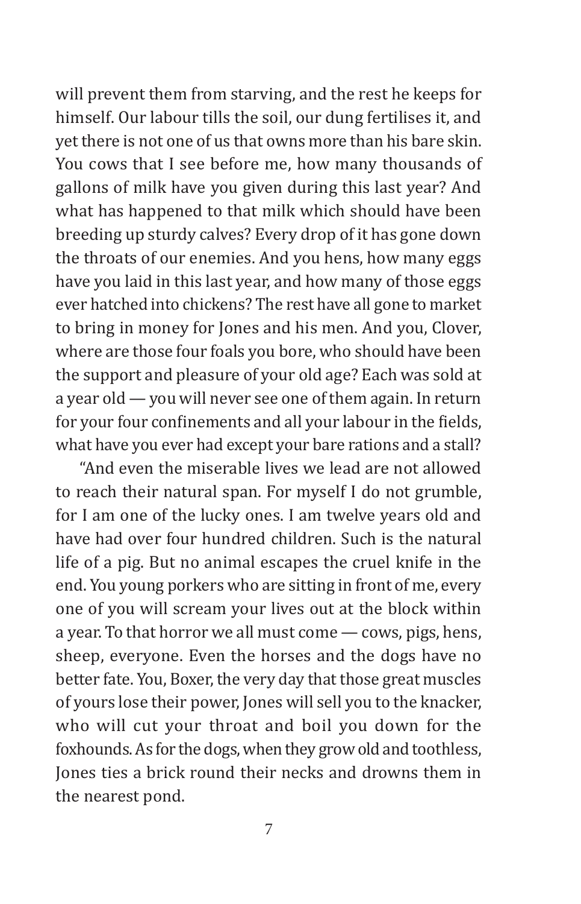will prevent them from starving, and the rest he keeps for himself. Our labour tills the soil, our dung fertilises it, and yet there is not one of us that owns more than his bare skin. You cows that I see before me, how many thousands of gallons of milk have you given during this last year? And what has happened to that milk which should have been breeding up sturdy calves? Every drop of it has gone down the throats of our enemies. And you hens, how many eggs have you laid in this last year, and how many of those eggs ever hatched into chickens? The rest have all gone to market to bring in money for Jones and his men. And you, Clover, where are those four foals you bore, who should have been the support and pleasure of your old age? Each was sold at a year old — you will never see one of them again. In return for your four confinements and all your labour in the fields, what have you ever had except your bare rations and a stall?

"And even the miserable lives we lead are not allowed to reach their natural span. For myself I do not grumble, for I am one of the lucky ones. I am twelve years old and have had over four hundred children. Such is the natural life of a pig. But no animal escapes the cruel knife in the end. You young porkers who are sitting in front of me, every one of you will scream your lives out at the block within a year. To that horror we all must come — cows, pigs, hens, sheep, everyone. Even the horses and the dogs have no better fate. You, Boxer, the very day that those great muscles of yours lose their power, Jones will sell you to the knacker, who will cut your throat and boil you down for the foxhounds. As for the dogs, when they grow old and toothless, Jones ties a brick round their necks and drowns them in the nearest pond.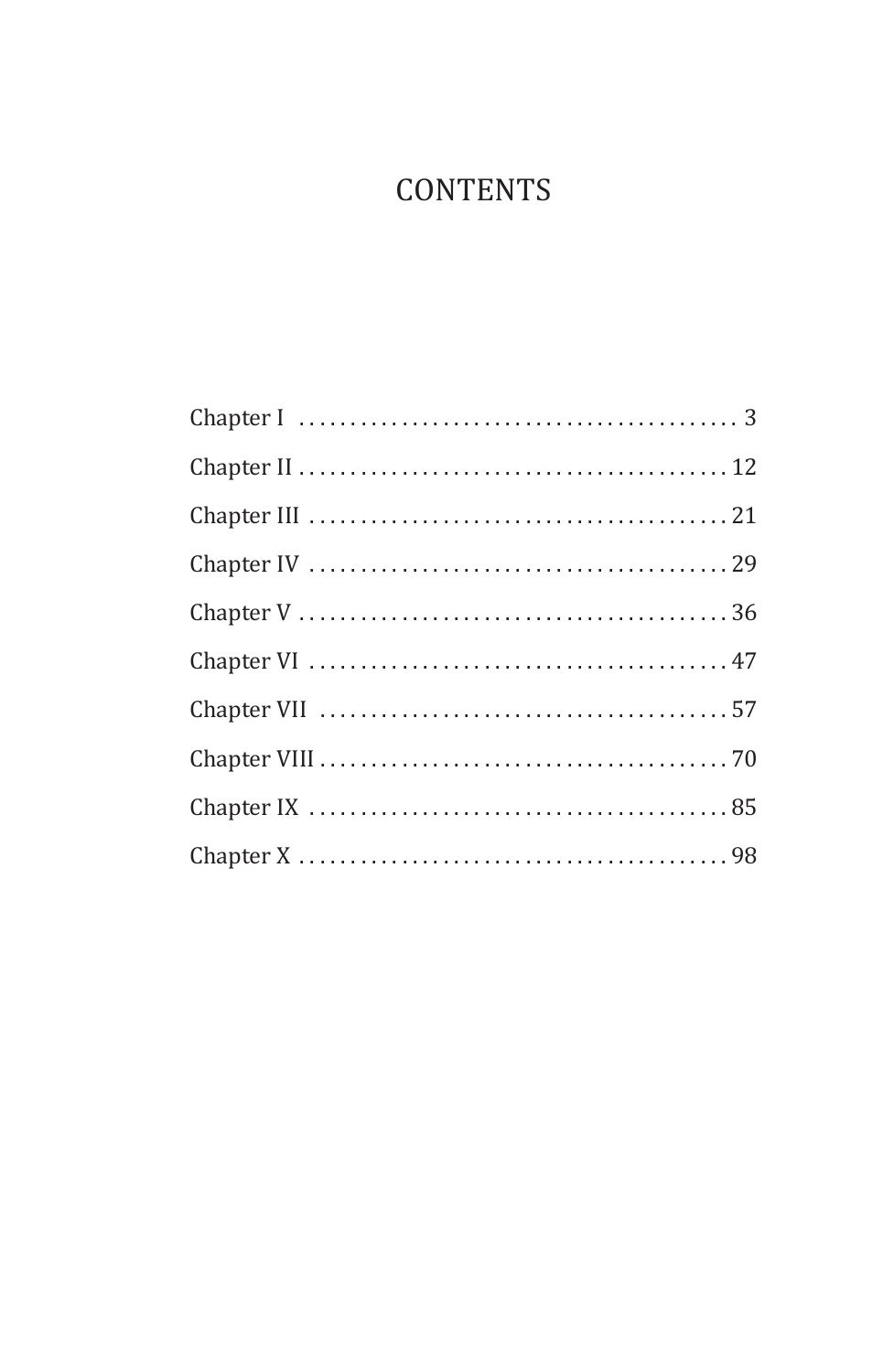# CONTENTS

Chapter I . . . . . . . . . . . . . . . . . . . . . . . . . . . . . . . . . . . . . . . . . . 3

Chapter II . . . . . . . . . . . . . . . . . . . . . . . . . . . . . . . . . . . . . . . . . 12

Chapter III . . . . . . . . . . . . . . . . . . . . . . . . . . . . . . . . . . . . . . . . 21

Chapter IV . . . . . . . . . . . . . . . . . . . . . . . . . . . . . . . . . . . . . . . . 29

Chapter V . . . . . . . . . . . . . . . . . . . . . . . . . . . . . . . . . . . . . . . . . 36

Chapter VI . . . . . . . . . . . . . . . . . . . . . . . . . . . . . . . . . . . . . . . . 47

Chapter VII . . . . . . . . . . . . . . . . . . . . . . . . . . . . . . . . . . . . . . . 57

Chapter VIII . . . . . . . . . . . . . . . . . . . . . . . . . . . . . . . . . . . . . . . 70

Chapter IX . . . . . . . . . . . . . . . . . . . . . . . . . . . . . . . . . . . . . . . . 85

Chapter X . . . . . . . . . . . . . . . . . . . . . . . . . . . . . . . . . . . . . . . . . 98